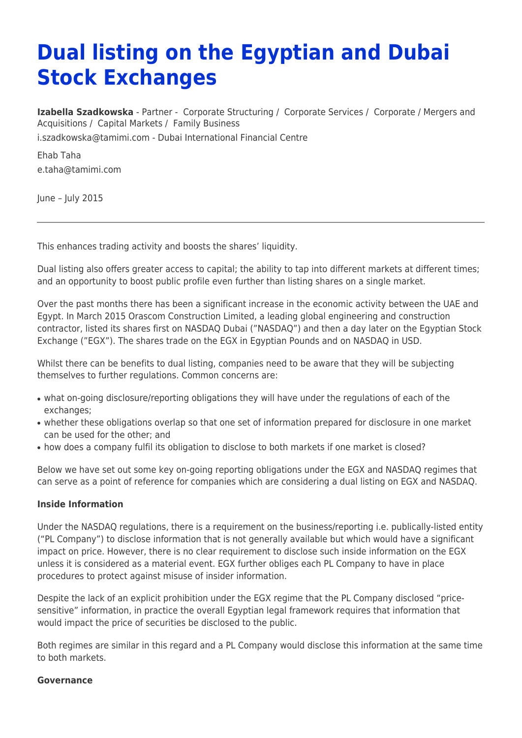# Dual listing on the Egyptian and Dubai Stock Exchanges

**Izabella Szadkowska** - Partner - Corporate Structuring / Corporate Services / Corporate / Mergers and Acquisitions / Capital Markets / Family Business

i.szadkowska@tamimi.com - Dubai International Financial Centre

Ehab Taha

e.taha@tamimi.com

June – July 2015

---

This enhances trading activity and boosts the shares' liquidity.

Dual listing also offers greater access to capital; the ability to tap into different markets at different times; and an opportunity to boost public profile even further than listing shares on a single market.

Over the past months there has been a significant increase in the economic activity between the UAE and Egypt. In March 2015 Orascom Construction Limited, a leading global engineering and construction contractor, listed its shares first on NASDAQ Dubai ("NASDAQ") and then a day later on the Egyptian Stock Exchange ("EGX"). The shares trade on the EGX in Egyptian Pounds and on NASDAQ in USD.

Whilst there can be benefits to dual listing, companies need to be aware that they will be subjecting themselves to further regulations. Common concerns are:

- what on-going disclosure/reporting obligations they will have under the regulations of each of the exchanges;
- whether these obligations overlap so that one set of information prepared for disclosure in one market can be used for the other; and
- how does a company fulfil its obligation to disclose to both markets if one market is closed?

Below we have set out some key on-going reporting obligations under the EGX and NASDAQ regimes that can serve as a point of reference for companies which are considering a dual listing on EGX and NASDAQ.

**Inside Information**

Under the NASDAQ regulations, there is a requirement on the business/reporting i.e. publically-listed entity ("PL Company") to disclose information that is not generally available but which would have a significant impact on price. However, there is no clear requirement to disclose such inside information on the EGX unless it is considered as a material event. EGX further obliges each PL Company to have in place procedures to protect against misuse of insider information.

Despite the lack of an explicit prohibition under the EGX regime that the PL Company disclosed "price-sensitive" information, in practice the overall Egyptian legal framework requires that information that would impact the price of securities be disclosed to the public.

Both regimes are similar in this regard and a PL Company would disclose this information at the same time to both markets.

**Governance**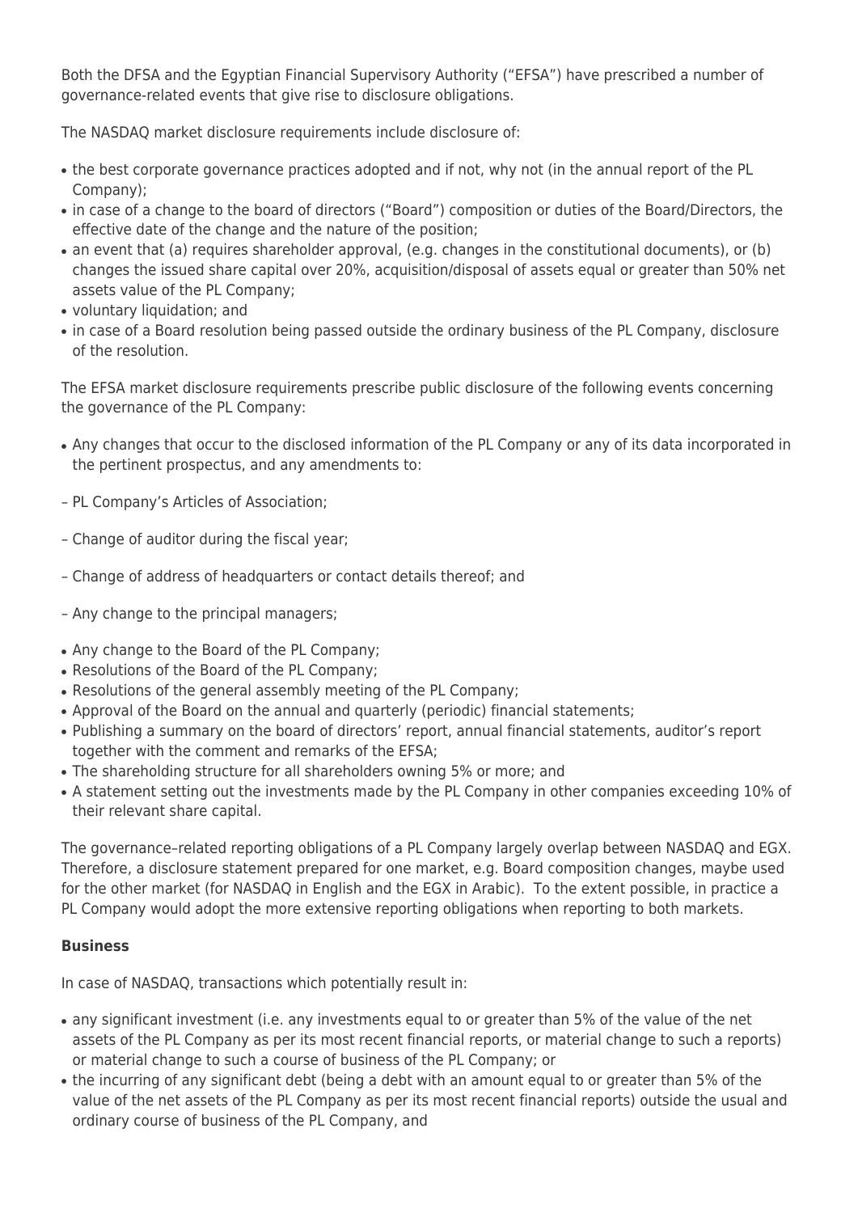Both the DFSA and the Egyptian Financial Supervisory Authority ("EFSA") have prescribed a number of governance-related events that give rise to disclosure obligations.

The NASDAQ market disclosure requirements include disclosure of:

- the best corporate governance practices adopted and if not, why not (in the annual report of the PL Company);
- in case of a change to the board of directors ("Board") composition or duties of the Board/Directors, the effective date of the change and the nature of the position;
- an event that (a) requires shareholder approval, (e.g. changes in the constitutional documents), or (b) changes the issued share capital over 20%, acquisition/disposal of assets equal or greater than 50% net assets value of the PL Company;
- voluntary liquidation; and
- in case of a Board resolution being passed outside the ordinary business of the PL Company, disclosure of the resolution.

The EFSA market disclosure requirements prescribe public disclosure of the following events concerning the governance of the PL Company:

- Any changes that occur to the disclosed information of the PL Company or any of its data incorporated in the pertinent prospectus, and any amendments to:

– PL Company's Articles of Association;

– Change of auditor during the fiscal year;

– Change of address of headquarters or contact details thereof; and

– Any change to the principal managers;

- Any change to the Board of the PL Company;
- Resolutions of the Board of the PL Company;
- Resolutions of the general assembly meeting of the PL Company;
- Approval of the Board on the annual and quarterly (periodic) financial statements;
- Publishing a summary on the board of directors' report, annual financial statements, auditor's report together with the comment and remarks of the EFSA;
- The shareholding structure for all shareholders owning 5% or more; and
- A statement setting out the investments made by the PL Company in other companies exceeding 10% of their relevant share capital.

The governance–related reporting obligations of a PL Company largely overlap between NASDAQ and EGX. Therefore, a disclosure statement prepared for one market, e.g. Board composition changes, maybe used for the other market (for NASDAQ in English and the EGX in Arabic). To the extent possible, in practice a PL Company would adopt the more extensive reporting obligations when reporting to both markets.

**Business**

In case of NASDAQ, transactions which potentially result in:

- any significant investment (i.e. any investments equal to or greater than 5% of the value of the net assets of the PL Company as per its most recent financial reports, or material change to such a reports) or material change to such a course of business of the PL Company; or
- the incurring of any significant debt (being a debt with an amount equal to or greater than 5% of the value of the net assets of the PL Company as per its most recent financial reports) outside the usual and ordinary course of business of the PL Company, and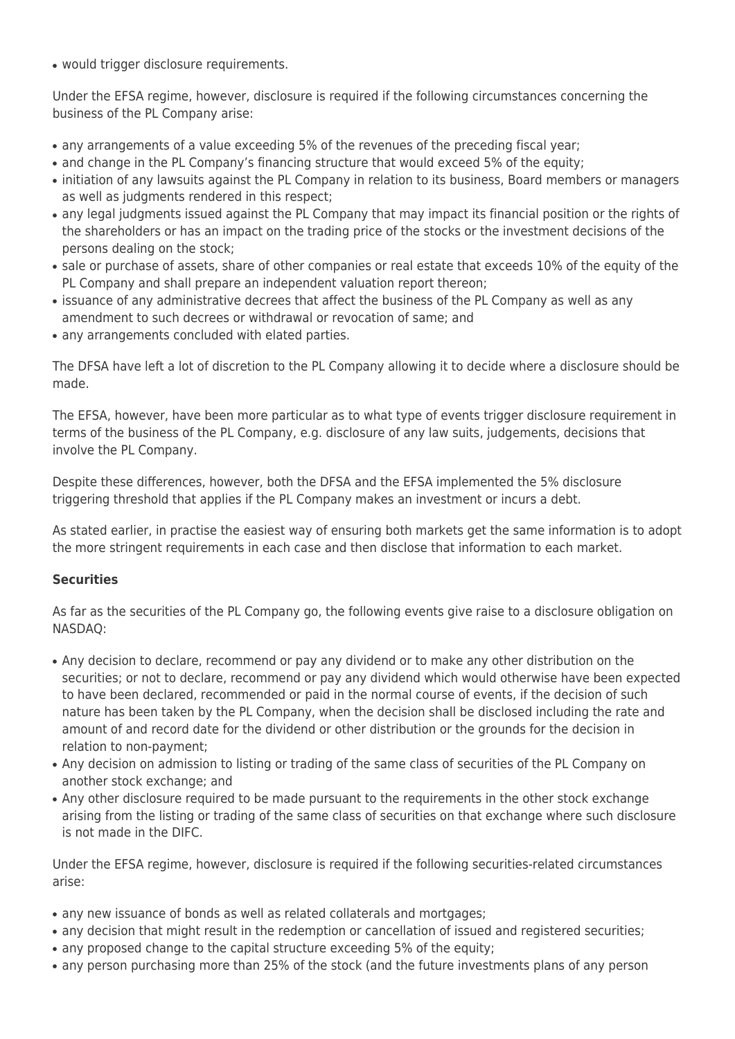- would trigger disclosure requirements.

Under the EFSA regime, however, disclosure is required if the following circumstances concerning the business of the PL Company arise:

- any arrangements of a value exceeding 5% of the revenues of the preceding fiscal year;
- and change in the PL Company's financing structure that would exceed 5% of the equity;
- initiation of any lawsuits against the PL Company in relation to its business, Board members or managers as well as judgments rendered in this respect;
- any legal judgments issued against the PL Company that may impact its financial position or the rights of the shareholders or has an impact on the trading price of the stocks or the investment decisions of the persons dealing on the stock;
- sale or purchase of assets, share of other companies or real estate that exceeds 10% of the equity of the PL Company and shall prepare an independent valuation report thereon;
- issuance of any administrative decrees that affect the business of the PL Company as well as any amendment to such decrees or withdrawal or revocation of same; and
- any arrangements concluded with elated parties.

The DFSA have left a lot of discretion to the PL Company allowing it to decide where a disclosure should be made.

The EFSA, however, have been more particular as to what type of events trigger disclosure requirement in terms of the business of the PL Company, e.g. disclosure of any law suits, judgements, decisions that involve the PL Company.

Despite these differences, however, both the DFSA and the EFSA implemented the 5% disclosure triggering threshold that applies if the PL Company makes an investment or incurs a debt.

As stated earlier, in practise the easiest way of ensuring both markets get the same information is to adopt the more stringent requirements in each case and then disclose that information to each market.

**Securities**

As far as the securities of the PL Company go, the following events give raise to a disclosure obligation on NASDAQ:

- Any decision to declare, recommend or pay any dividend or to make any other distribution on the securities; or not to declare, recommend or pay any dividend which would otherwise have been expected to have been declared, recommended or paid in the normal course of events, if the decision of such nature has been taken by the PL Company, when the decision shall be disclosed including the rate and amount of and record date for the dividend or other distribution or the grounds for the decision in relation to non-payment;
- Any decision on admission to listing or trading of the same class of securities of the PL Company on another stock exchange; and
- Any other disclosure required to be made pursuant to the requirements in the other stock exchange arising from the listing or trading of the same class of securities on that exchange where such disclosure is not made in the DIFC.

Under the EFSA regime, however, disclosure is required if the following securities-related circumstances arise:

- any new issuance of bonds as well as related collaterals and mortgages;
- any decision that might result in the redemption or cancellation of issued and registered securities;
- any proposed change to the capital structure exceeding 5% of the equity;
- any person purchasing more than 25% of the stock (and the future investments plans of any person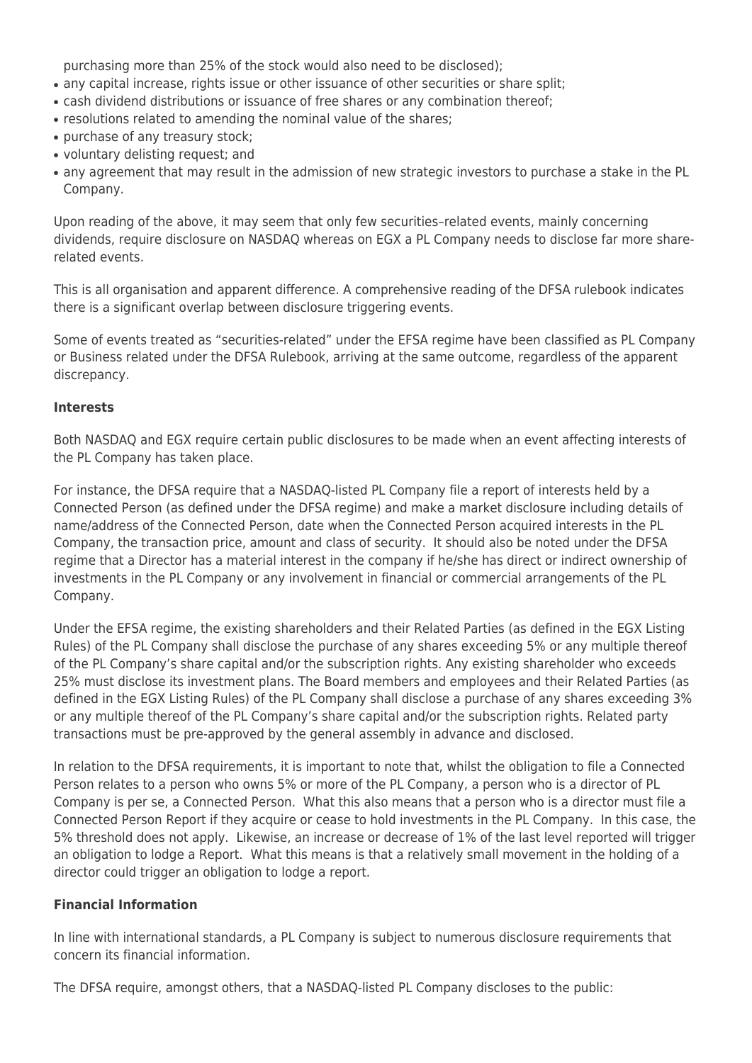purchasing more than 25% of the stock would also need to be disclosed);

- any capital increase, rights issue or other issuance of other securities or share split;
- cash dividend distributions or issuance of free shares or any combination thereof;
- resolutions related to amending the nominal value of the shares;
- purchase of any treasury stock;
- voluntary delisting request; and
- any agreement that may result in the admission of new strategic investors to purchase a stake in the PL Company.

Upon reading of the above, it may seem that only few securities–related events, mainly concerning dividends, require disclosure on NASDAQ whereas on EGX a PL Company needs to disclose far more share-related events.

This is all organisation and apparent difference. A comprehensive reading of the DFSA rulebook indicates there is a significant overlap between disclosure triggering events.

Some of events treated as "securities-related" under the EFSA regime have been classified as PL Company or Business related under the DFSA Rulebook, arriving at the same outcome, regardless of the apparent discrepancy.

**Interests**

Both NASDAQ and EGX require certain public disclosures to be made when an event affecting interests of the PL Company has taken place.

For instance, the DFSA require that a NASDAQ-listed PL Company file a report of interests held by a Connected Person (as defined under the DFSA regime) and make a market disclosure including details of name/address of the Connected Person, date when the Connected Person acquired interests in the PL Company, the transaction price, amount and class of security. It should also be noted under the DFSA regime that a Director has a material interest in the company if he/she has direct or indirect ownership of investments in the PL Company or any involvement in financial or commercial arrangements of the PL Company.

Under the EFSA regime, the existing shareholders and their Related Parties (as defined in the EGX Listing Rules) of the PL Company shall disclose the purchase of any shares exceeding 5% or any multiple thereof of the PL Company's share capital and/or the subscription rights. Any existing shareholder who exceeds 25% must disclose its investment plans. The Board members and employees and their Related Parties (as defined in the EGX Listing Rules) of the PL Company shall disclose a purchase of any shares exceeding 3% or any multiple thereof of the PL Company's share capital and/or the subscription rights. Related party transactions must be pre-approved by the general assembly in advance and disclosed.

In relation to the DFSA requirements, it is important to note that, whilst the obligation to file a Connected Person relates to a person who owns 5% or more of the PL Company, a person who is a director of PL Company is per se, a Connected Person. What this also means that a person who is a director must file a Connected Person Report if they acquire or cease to hold investments in the PL Company. In this case, the 5% threshold does not apply. Likewise, an increase or decrease of 1% of the last level reported will trigger an obligation to lodge a Report. What this means is that a relatively small movement in the holding of a director could trigger an obligation to lodge a report.

**Financial Information**

In line with international standards, a PL Company is subject to numerous disclosure requirements that concern its financial information.

The DFSA require, amongst others, that a NASDAQ-listed PL Company discloses to the public: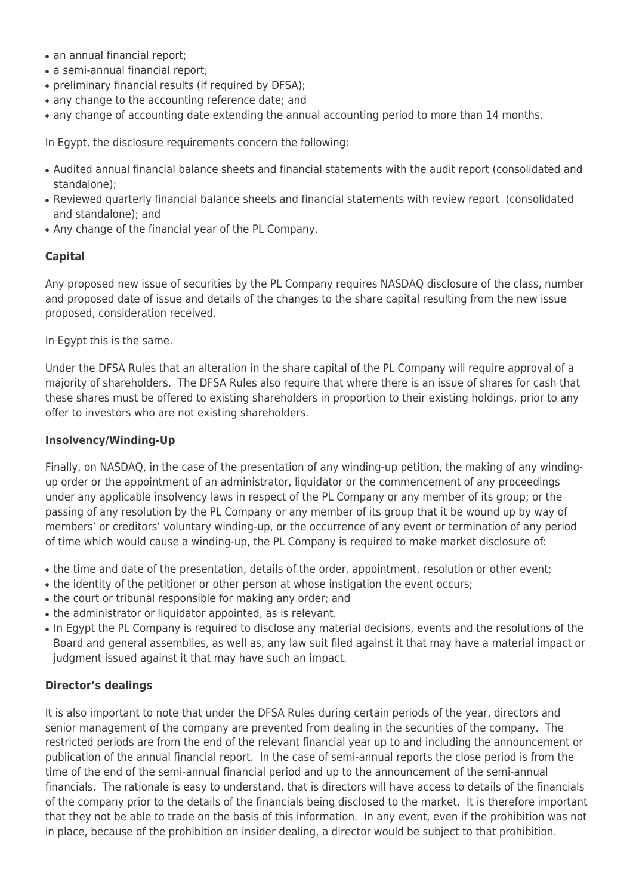- an annual financial report;
- a semi-annual financial report;
- preliminary financial results (if required by DFSA);
- any change to the accounting reference date; and
- any change of accounting date extending the annual accounting period to more than 14 months.

In Egypt, the disclosure requirements concern the following:

- Audited annual financial balance sheets and financial statements with the audit report (consolidated and standalone);
- Reviewed quarterly financial balance sheets and financial statements with review report (consolidated and standalone); and
- Any change of the financial year of the PL Company.

**Capital**

Any proposed new issue of securities by the PL Company requires NASDAQ disclosure of the class, number and proposed date of issue and details of the changes to the share capital resulting from the new issue proposed, consideration received.

In Egypt this is the same.

Under the DFSA Rules that an alteration in the share capital of the PL Company will require approval of a majority of shareholders. The DFSA Rules also require that where there is an issue of shares for cash that these shares must be offered to existing shareholders in proportion to their existing holdings, prior to any offer to investors who are not existing shareholders.

**Insolvency/Winding-Up**

Finally, on NASDAQ, in the case of the presentation of any winding-up petition, the making of any winding-up order or the appointment of an administrator, liquidator or the commencement of any proceedings under any applicable insolvency laws in respect of the PL Company or any member of its group; or the passing of any resolution by the PL Company or any member of its group that it be wound up by way of members' or creditors' voluntary winding-up, or the occurrence of any event or termination of any period of time which would cause a winding-up, the PL Company is required to make market disclosure of:

- the time and date of the presentation, details of the order, appointment, resolution or other event;
- the identity of the petitioner or other person at whose instigation the event occurs;
- the court or tribunal responsible for making any order; and
- the administrator or liquidator appointed, as is relevant.
- In Egypt the PL Company is required to disclose any material decisions, events and the resolutions of the Board and general assemblies, as well as, any law suit filed against it that may have a material impact or judgment issued against it that may have such an impact.

**Director's dealings**

It is also important to note that under the DFSA Rules during certain periods of the year, directors and senior management of the company are prevented from dealing in the securities of the company. The restricted periods are from the end of the relevant financial year up to and including the announcement or publication of the annual financial report. In the case of semi-annual reports the close period is from the time of the end of the semi-annual financial period and up to the announcement of the semi-annual financials. The rationale is easy to understand, that is directors will have access to details of the financials of the company prior to the details of the financials being disclosed to the market. It is therefore important that they not be able to trade on the basis of this information. In any event, even if the prohibition was not in place, because of the prohibition on insider dealing, a director would be subject to that prohibition.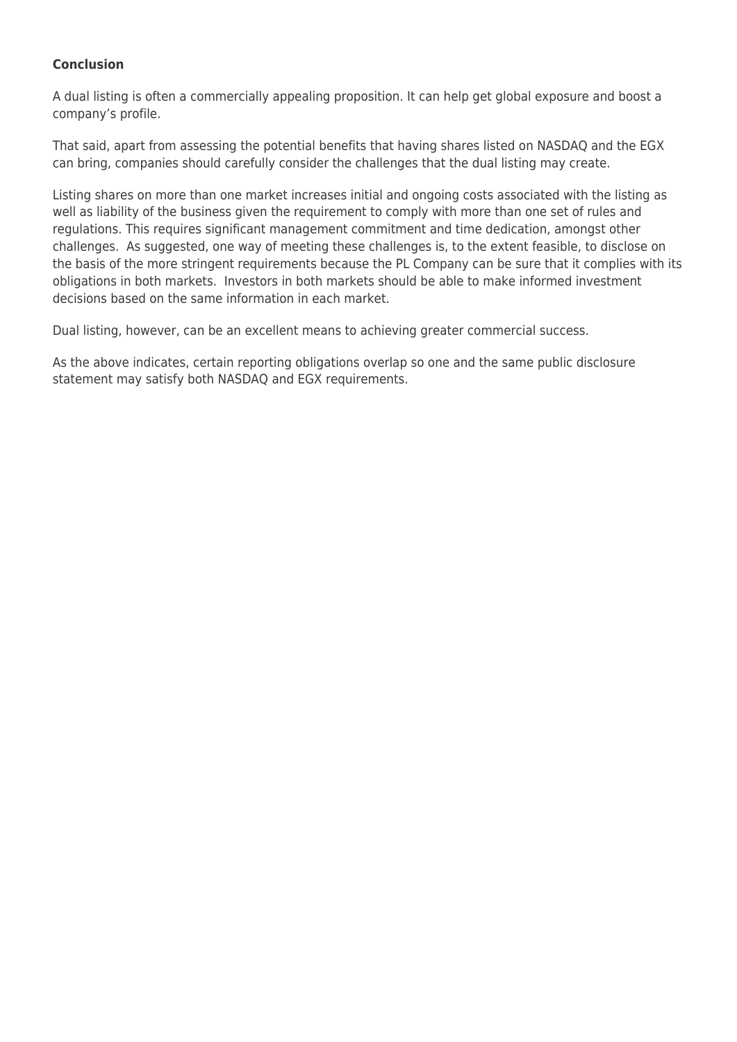**Conclusion**

A dual listing is often a commercially appealing proposition. It can help get global exposure and boost a company's profile.

That said, apart from assessing the potential benefits that having shares listed on NASDAQ and the EGX can bring, companies should carefully consider the challenges that the dual listing may create.

Listing shares on more than one market increases initial and ongoing costs associated with the listing as well as liability of the business given the requirement to comply with more than one set of rules and regulations. This requires significant management commitment and time dedication, amongst other challenges. As suggested, one way of meeting these challenges is, to the extent feasible, to disclose on the basis of the more stringent requirements because the PL Company can be sure that it complies with its obligations in both markets. Investors in both markets should be able to make informed investment decisions based on the same information in each market.

Dual listing, however, can be an excellent means to achieving greater commercial success.

As the above indicates, certain reporting obligations overlap so one and the same public disclosure statement may satisfy both NASDAQ and EGX requirements.